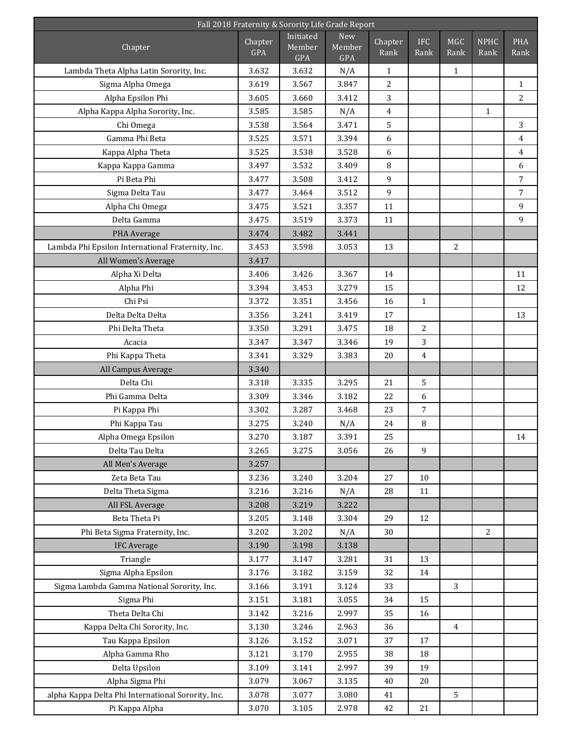| Fall 2018 Fraternity & Sorority Life Grade Report | | | | | | | | |
|---|---|---|---|---|---|---|---|---|
| Chapter | Chapter GPA | Initiated Member GPA | New Member GPA | Chapter Rank | IFC Rank | MGC Rank | NPHC Rank | PHA Rank |
| Lambda Theta Alpha Latin Sorority, Inc. | 3.632 | 3.632 | N/A | 1 | | 1 | | |
| Sigma Alpha Omega | 3.619 | 3.567 | 3.847 | 2 | | | | 1 |
| Alpha Epsilon Phi | 3.605 | 3.660 | 3.412 | 3 | | | | 2 |
| Alpha Kappa Alpha Sorority, Inc. | 3.585 | 3.585 | N/A | 4 | | | 1 | |
| Chi Omega | 3.538 | 3.564 | 3.471 | 5 | | | | 3 |
| Gamma Phi Beta | 3.525 | 3.571 | 3.394 | 6 | | | | 4 |
| Kappa Alpha Theta | 3.525 | 3.538 | 3.528 | 6 | | | | 4 |
| Kappa Kappa Gamma | 3.497 | 3.532 | 3.409 | 8 | | | | 6 |
| Pi Beta Phi | 3.477 | 3.508 | 3.412 | 9 | | | | 7 |
| Sigma Delta Tau | 3.477 | 3.464 | 3.512 | 9 | | | | 7 |
| Alpha Chi Omega | 3.475 | 3.521 | 3.357 | 11 | | | | 9 |
| Delta Gamma | 3.475 | 3.519 | 3.373 | 11 | | | | 9 |
| PHA Average | 3.474 | 3.482 | 3.441 | | | | | |
| Lambda Phi Epsilon International Fraternity, Inc. | 3.453 | 3.598 | 3.053 | 13 | | 2 | | |
| All Women's Average | 3.417 | | | | | | | |
| Alpha Xi Delta | 3.406 | 3.426 | 3.367 | 14 | | | | 11 |
| Alpha Phi | 3.394 | 3.453 | 3.279 | 15 | | | | 12 |
| Chi Psi | 3.372 | 3.351 | 3.456 | 16 | 1 | | | |
| Delta Delta Delta | 3.356 | 3.241 | 3.419 | 17 | | | | 13 |
| Phi Delta Theta | 3.350 | 3.291 | 3.475 | 18 | 2 | | | |
| Acacia | 3.347 | 3.347 | 3.346 | 19 | 3 | | | |
| Phi Kappa Theta | 3.341 | 3.329 | 3.383 | 20 | 4 | | | |
| All Campus Average | 3.340 | | | | | | | |
| Delta Chi | 3.318 | 3.335 | 3.295 | 21 | 5 | | | |
| Phi Gamma Delta | 3.309 | 3.346 | 3.182 | 22 | 6 | | | |
| Pi Kappa Phi | 3.302 | 3.287 | 3.468 | 23 | 7 | | | |
| Phi Kappa Tau | 3.275 | 3.240 | N/A | 24 | 8 | | | |
| Alpha Omega Epsilon | 3.270 | 3.187 | 3.391 | 25 | | | | 14 |
| Delta Tau Delta | 3.265 | 3.275 | 3.056 | 26 | 9 | | | |
| All Men's Average | 3.257 | | | | | | | |
| Zeta Beta Tau | 3.236 | 3.240 | 3.204 | 27 | 10 | | | |
| Delta Theta Sigma | 3.216 | 3.216 | N/A | 28 | 11 | | | |
| All FSL Average | 3.208 | 3.219 | 3.222 | | | | | |
| Beta Theta Pi | 3.205 | 3.148 | 3.304 | 29 | 12 | | | |
| Phi Beta Sigma Fraternity, Inc. | 3.202 | 3.202 | N/A | 30 | | | 2 | |
| IFC Average | 3.190 | 3.198 | 3.138 | | | | | |
| Triangle | 3.177 | 3.147 | 3.281 | 31 | 13 | | | |
| Sigma Alpha Epsilon | 3.176 | 3.182 | 3.159 | 32 | 14 | | | |
| Sigma Lambda Gamma National Sorority, Inc. | 3.166 | 3.191 | 3.124 | 33 | | 3 | | |
| Sigma Phi | 3.151 | 3.181 | 3.055 | 34 | 15 | | | |
| Theta Delta Chi | 3.142 | 3.216 | 2.997 | 35 | 16 | | | |
| Kappa Delta Chi Sorority, Inc. | 3.130 | 3.246 | 2.963 | 36 | | 4 | | |
| Tau Kappa Epsilon | 3.126 | 3.152 | 3.071 | 37 | 17 | | | |
| Alpha Gamma Rho | 3.121 | 3.170 | 2.955 | 38 | 18 | | | |
| Delta Upsilon | 3.109 | 3.141 | 2.997 | 39 | 19 | | | |
| Alpha Sigma Phi | 3.079 | 3.067 | 3.135 | 40 | 20 | | | |
| alpha Kappa Delta Phi International Sorority, Inc. | 3.078 | 3.077 | 3.080 | 41 | | 5 | | |
| Pi Kappa Alpha | 3.070 | 3.105 | 2.978 | 42 | 21 | | | |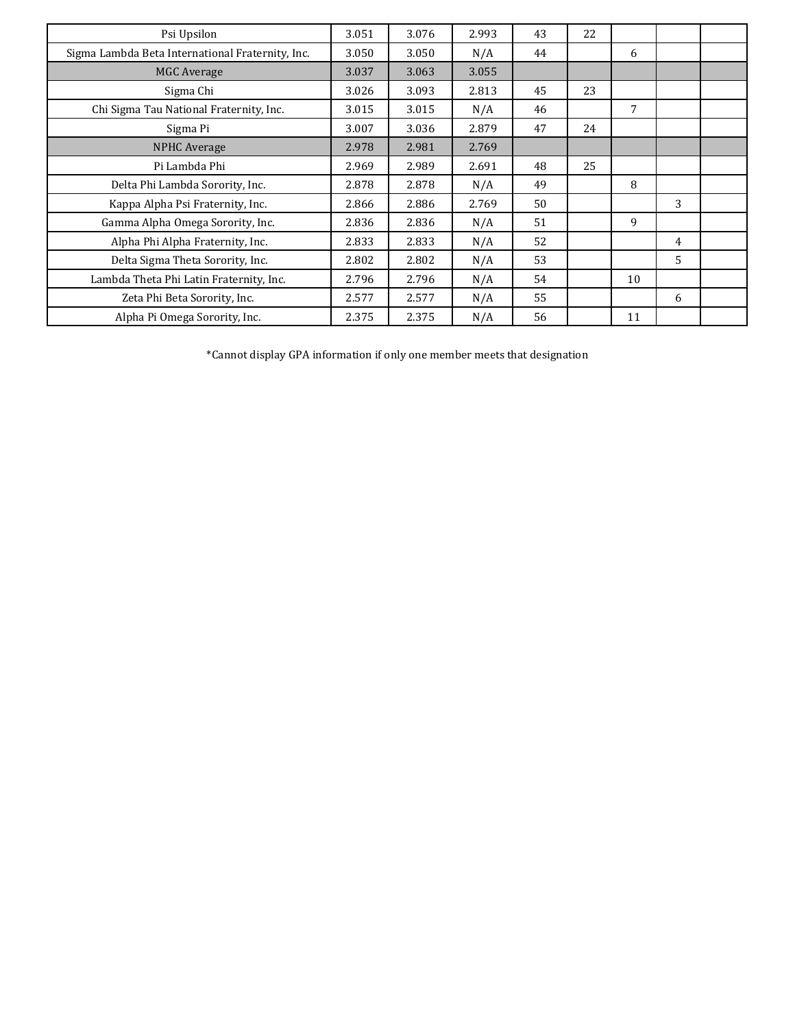| | | | | | | | | |
|---|---|---|---|---|---|---|---|---|
| Psi Upsilon | 3.051 | 3.076 | 2.993 | 43 | 22 | | | |
| Sigma Lambda Beta International Fraternity, Inc. | 3.050 | 3.050 | N/A | 44 | | 6 | | |
| MGC Average | 3.037 | 3.063 | 3.055 | | | | | |
| Sigma Chi | 3.026 | 3.093 | 2.813 | 45 | 23 | | | |
| Chi Sigma Tau National Fraternity, Inc. | 3.015 | 3.015 | N/A | 46 | | 7 | | |
| Sigma Pi | 3.007 | 3.036 | 2.879 | 47 | 24 | | | |
| NPHC Average | 2.978 | 2.981 | 2.769 | | | | | |
| Pi Lambda Phi | 2.969 | 2.989 | 2.691 | 48 | 25 | | | |
| Delta Phi Lambda Sorority, Inc. | 2.878 | 2.878 | N/A | 49 | | 8 | | |
| Kappa Alpha Psi Fraternity, Inc. | 2.866 | 2.886 | 2.769 | 50 | | | 3 | |
| Gamma Alpha Omega Sorority, Inc. | 2.836 | 2.836 | N/A | 51 | | 9 | | |
| Alpha Phi Alpha Fraternity, Inc. | 2.833 | 2.833 | N/A | 52 | | | 4 | |
| Delta Sigma Theta Sorority, Inc. | 2.802 | 2.802 | N/A | 53 | | | 5 | |
| Lambda Theta Phi Latin Fraternity, Inc. | 2.796 | 2.796 | N/A | 54 | | 10 | | |
| Zeta Phi Beta Sorority, Inc. | 2.577 | 2.577 | N/A | 55 | | | 6 | |
| Alpha Pi Omega Sorority, Inc. | 2.375 | 2.375 | N/A | 56 | | 11 | | |

*Cannot display GPA information if only one member meets that designation